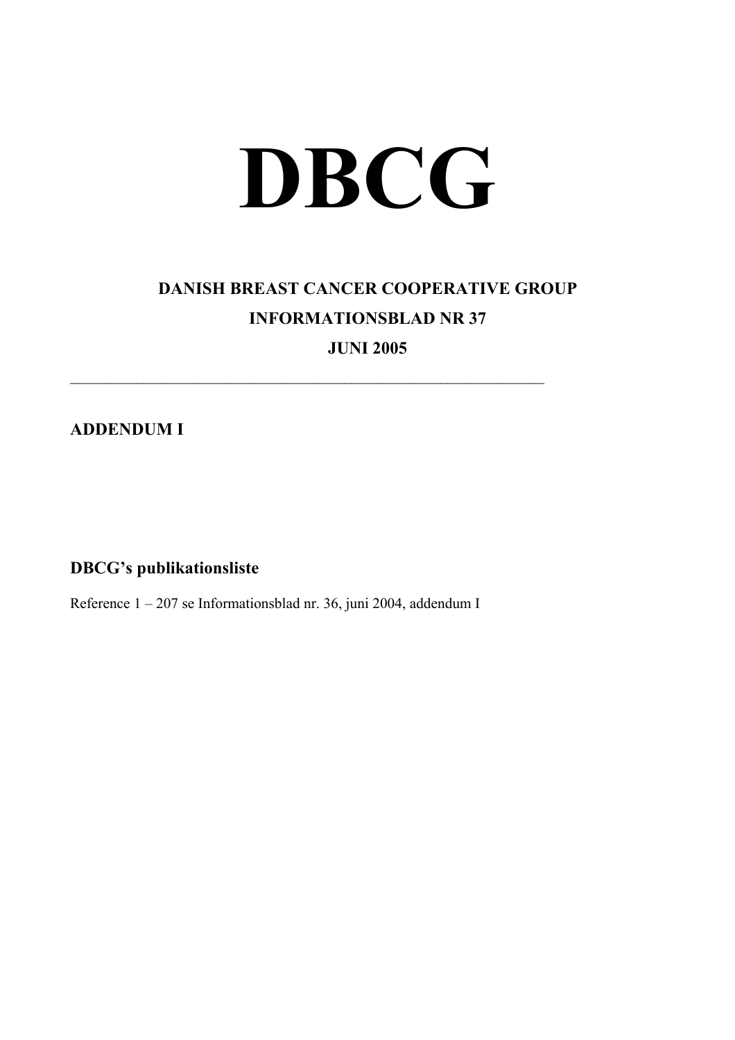# DBCG

## DANISH BREAST CANCER COOPERATIVE GROUP

## INFORMATIONSBLAD NR 37

## JUNI 2005

---

## ADDENDUM I

## DBCG's publikationsliste

Reference 1 – 207 se Informationsblad nr. 36, juni 2004, addendum I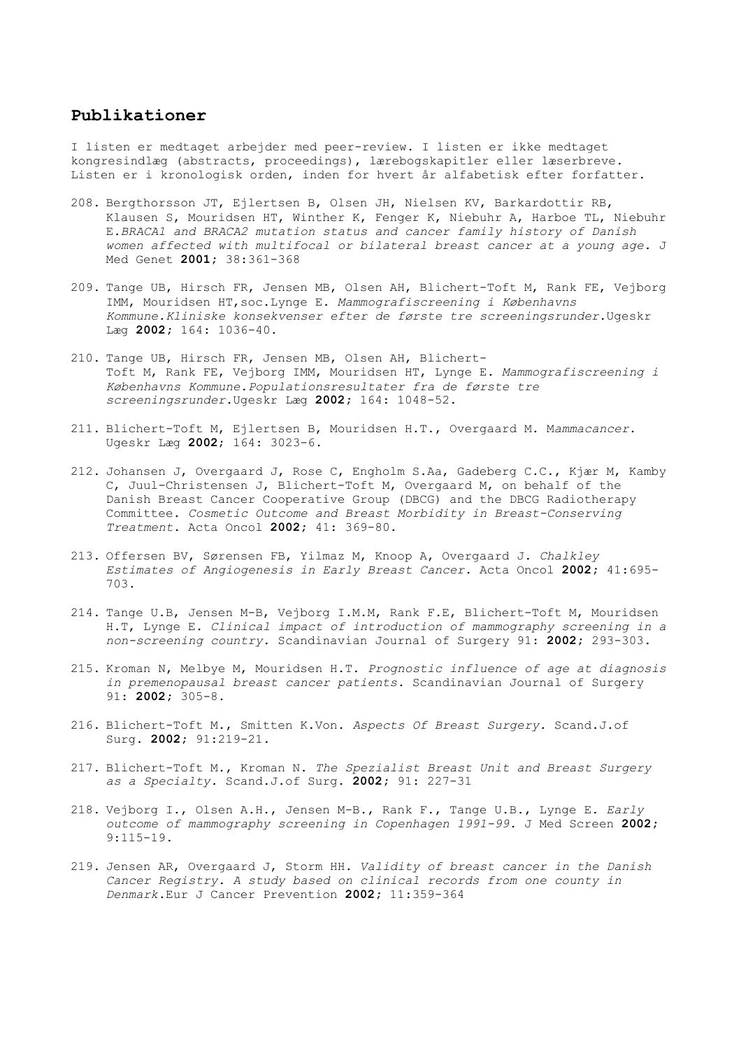## Publikationer

I listen er medtaget arbejder med peer-review. I listen er ikke medtaget kongresindlæg (abstracts, proceedings), lærebogskapitler eller læserbreve. Listen er i kronologisk orden, inden for hvert år alfabetisk efter forfatter.

208. Bergthorsson JT, Ejlertsen B, Olsen JH, Nielsen KV, Barkardottir RB, Klausen S, Mouridsen HT, Winther K, Fenger K, Niebuhr A, Harboe TL, Niebuhr E.*BRACA1 and BRACA2 mutation status and cancer family history of Danish women affected with multifocal or bilateral breast cancer at a young age.* J Med Genet **2001**; 38:361-368

209. Tange UB, Hirsch FR, Jensen MB, Olsen AH, Blichert-Toft M, Rank FE, Vejborg IMM, Mouridsen HT,soc.Lynge E. *Mammografiscreening i Københavns Kommune.Kliniske konsekvenser efter de første tre screeningsrunder.*Ugeskr Læg **2002**; 164: 1036-40.

210. Tange UB, Hirsch FR, Jensen MB, Olsen AH, Blichert-Toft M, Rank FE, Vejborg IMM, Mouridsen HT, Lynge E. *Mammografiscreening i Københavns Kommune.Populationsresultater fra de første tre screeningsrunder.*Ugeskr Læg **2002**; 164: 1048-52.

211. Blichert-Toft M, Ejlertsen B, Mouridsen H.T., Overgaard M. M*ammacancer*. Ugeskr Læg **2002**; 164: 3023-6.

212. Johansen J, Overgaard J, Rose C, Engholm S.Aa, Gadeberg C.C., Kjær M, Kamby C, Juul-Christensen J, Blichert-Toft M, Overgaard M, on behalf of the Danish Breast Cancer Cooperative Group (DBCG) and the DBCG Radiotherapy Committee. *Cosmetic Outcome and Breast Morbidity in Breast-Conserving Treatment.* Acta Oncol **2002**; 41: 369-80.

213. Offersen BV, Sørensen FB, Yilmaz M, Knoop A, Overgaard J. *Chalkley Estimates of Angiogenesis in Early Breast Cancer.* Acta Oncol **2002**; 41:695-703.

214. Tange U.B, Jensen M-B, Vejborg I.M.M, Rank F.E, Blichert-Toft M, Mouridsen H.T, Lynge E. *Clinical impact of introduction of mammography screening in a non-screening country.* Scandinavian Journal of Surgery 91: **2002**; 293-303.

215. Kroman N, Melbye M, Mouridsen H.T. *Prognostic influence of age at diagnosis in premenopausal breast cancer patients.* Scandinavian Journal of Surgery 91: **2002**; 305-8.

216. Blichert-Toft M., Smitten K.Von. *Aspects Of Breast Surgery.* Scand.J.of Surg. **2002**; 91:219-21.

217. Blichert-Toft M., Kroman N. *The Spezialist Breast Unit and Breast Surgery as a Specialty.* Scand.J.of Surg. **2002**; 91: 227-31

218. Vejborg I., Olsen A.H., Jensen M-B., Rank F., Tange U.B., Lynge E. *Early outcome of mammography screening in Copenhagen 1991-99.* J Med Screen **2002**; 9:115-19.

219. Jensen AR, Overgaard J, Storm HH. *Validity of breast cancer in the Danish Cancer Registry. A study based on clinical records from one county in Denmark.*Eur J Cancer Prevention **2002**; 11:359-364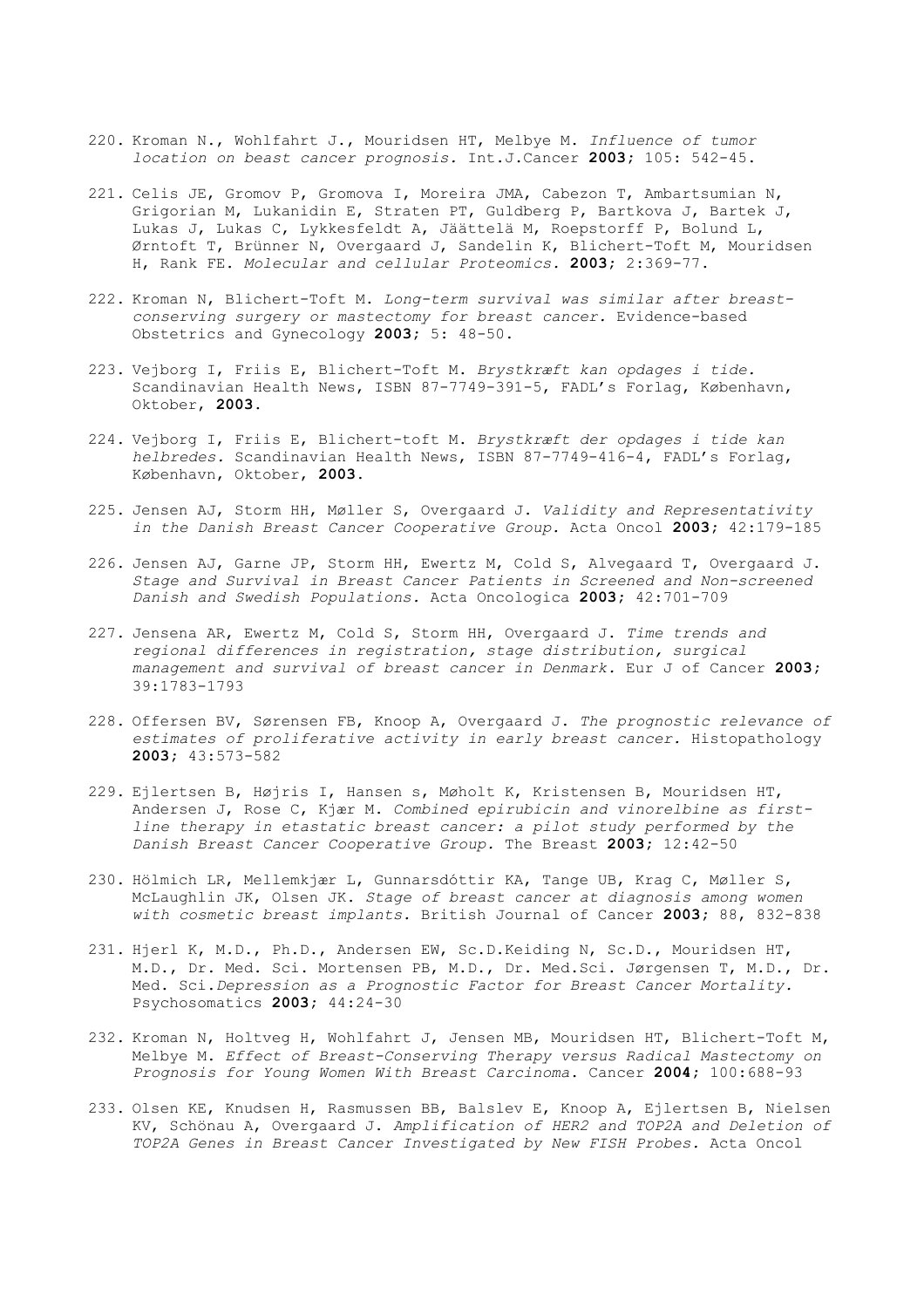220. Kroman N., Wohlfahrt J., Mouridsen HT, Melbye M. *Influence of tumor location on beast cancer prognosis.* Int.J.Cancer **2003**; 105: 542-45.

221. Celis JE, Gromov P, Gromova I, Moreira JMA, Cabezon T, Ambartsumian N, Grigorian M, Lukanidin E, Straten PT, Guldberg P, Bartkova J, Bartek J, Lukas J, Lukas C, Lykkesfeldt A, Jäättelä M, Roepstorff P, Bolund L, Ørntoft T, Brünner N, Overgaard J, Sandelin K, Blichert-Toft M, Mouridsen H, Rank FE. *Molecular and cellular Proteomics.* **2003**; 2:369-77.

222. Kroman N, Blichert-Toft M. *Long-term survival was similar after breast-conserving surgery or mastectomy for breast cancer.* Evidence-based Obstetrics and Gynecology **2003**; 5: 48-50.

223. Vejborg I, Friis E, Blichert-Toft M. *Brystkræft kan opdages i tide.* Scandinavian Health News, ISBN 87-7749-391-5, FADL's Forlag, København, Oktober, **2003**.

224. Vejborg I, Friis E, Blichert-toft M. *Brystkræft der opdages i tide kan helbredes.* Scandinavian Health News, ISBN 87-7749-416-4, FADL's Forlag, København, Oktober, **2003**.

225. Jensen AJ, Storm HH, Møller S, Overgaard J. *Validity and Representativity in the Danish Breast Cancer Cooperative Group.* Acta Oncol **2003**; 42:179-185

226. Jensen AJ, Garne JP, Storm HH, Ewertz M, Cold S, Alvegaard T, Overgaard J. *Stage and Survival in Breast Cancer Patients in Screened and Non-screened Danish and Swedish Populations.* Acta Oncologica **2003**; 42:701-709

227. Jensena AR, Ewertz M, Cold S, Storm HH, Overgaard J. *Time trends and regional differences in registration, stage distribution, surgical management and survival of breast cancer in Denmark.* Eur J of Cancer **2003**; 39:1783-1793

228. Offersen BV, Sørensen FB, Knoop A, Overgaard J. *The prognostic relevance of estimates of proliferative activity in early breast cancer.* Histopathology **2003**; 43:573-582

229. Ejlertsen B, Højris I, Hansen s, Møholt K, Kristensen B, Mouridsen HT, Andersen J, Rose C, Kjær M. *Combined epirubicin and vinorelbine as first-line therapy in etastatic breast cancer: a pilot study performed by the Danish Breast Cancer Cooperative Group.* The Breast **2003**; 12:42-50

230. Hölmich LR, Mellemkjær L, Gunnarsdóttir KA, Tange UB, Krag C, Møller S, McLaughlin JK, Olsen JK. *Stage of breast cancer at diagnosis among women with cosmetic breast implants.* British Journal of Cancer **2003**; 88, 832-838

231. Hjerl K, M.D., Ph.D., Andersen EW, Sc.D.Keiding N, Sc.D., Mouridsen HT, M.D., Dr. Med. Sci. Mortensen PB, M.D., Dr. Med.Sci. Jørgensen T, M.D., Dr. Med. Sci.*Depression as a Prognostic Factor for Breast Cancer Mortality.* Psychosomatics **2003**; 44:24-30

232. Kroman N, Holtveg H, Wohlfahrt J, Jensen MB, Mouridsen HT, Blichert-Toft M, Melbye M. *Effect of Breast-Conserving Therapy versus Radical Mastectomy on Prognosis for Young Women With Breast Carcinoma.* Cancer **2004**; 100:688-93

233. Olsen KE, Knudsen H, Rasmussen BB, Balslev E, Knoop A, Ejlertsen B, Nielsen KV, Schönau A, Overgaard J. *Amplification of HER2 and TOP2A and Deletion of TOP2A Genes in Breast Cancer Investigated by New FISH Probes.* Acta Oncol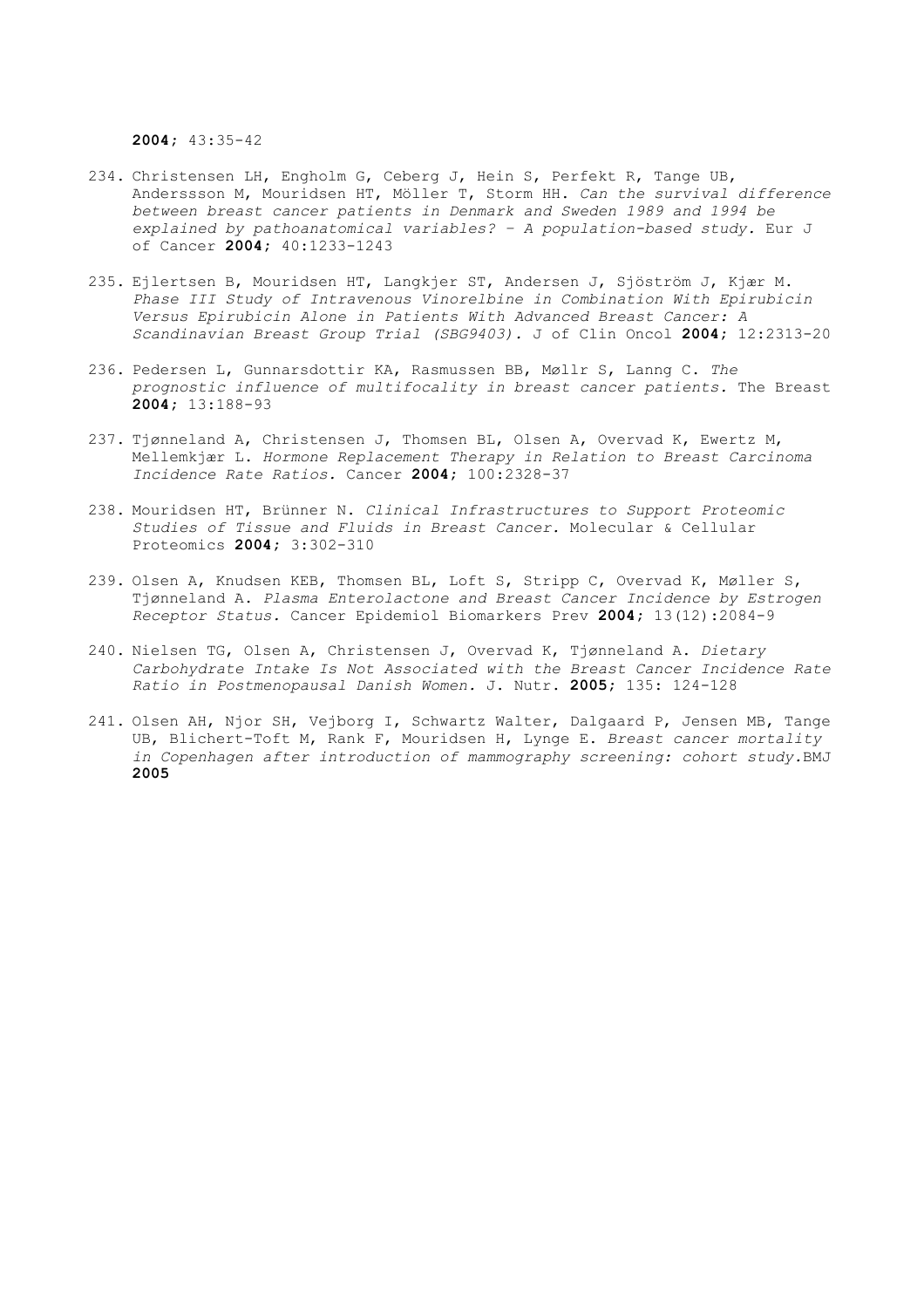**2004**; 43:35-42

234. Christensen LH, Engholm G, Ceberg J, Hein S, Perfekt R, Tange UB, Anderssson M, Mouridsen HT, Möller T, Storm HH. *Can the survival difference between breast cancer patients in Denmark and Sweden 1989 and 1994 be explained by pathoanatomical variables? – A population-based study.* Eur J of Cancer **2004**; 40:1233-1243

235. Ejlertsen B, Mouridsen HT, Langkjer ST, Andersen J, Sjöström J, Kjær M. *Phase III Study of Intravenous Vinorelbine in Combination With Epirubicin Versus Epirubicin Alone in Patients With Advanced Breast Cancer: A Scandinavian Breast Group Trial (SBG9403).* J of Clin Oncol **2004**; 12:2313-20

236. Pedersen L, Gunnarsdottir KA, Rasmussen BB, Møllr S, Lanng C. *The prognostic influence of multifocality in breast cancer patients.* The Breast **2004**; 13:188-93

237. Tjønneland A, Christensen J, Thomsen BL, Olsen A, Overvad K, Ewertz M, Mellemkjær L. *Hormone Replacement Therapy in Relation to Breast Carcinoma Incidence Rate Ratios.* Cancer **2004**; 100:2328-37

238. Mouridsen HT, Brünner N. *Clinical Infrastructures to Support Proteomic Studies of Tissue and Fluids in Breast Cancer.* Molecular & Cellular Proteomics **2004**; 3:302-310

239. Olsen A, Knudsen KEB, Thomsen BL, Loft S, Stripp C, Overvad K, Møller S, Tjønneland A. *Plasma Enterolactone and Breast Cancer Incidence by Estrogen Receptor Status.* Cancer Epidemiol Biomarkers Prev **2004**; 13(12):2084-9

240. Nielsen TG, Olsen A, Christensen J, Overvad K, Tjønneland A. *Dietary Carbohydrate Intake Is Not Associated with the Breast Cancer Incidence Rate Ratio in Postmenopausal Danish Women.* J. Nutr. **2005**; 135: 124-128

241. Olsen AH, Njor SH, Vejborg I, Schwartz Walter, Dalgaard P, Jensen MB, Tange UB, Blichert-Toft M, Rank F, Mouridsen H, Lynge E. *Breast cancer mortality in Copenhagen after introduction of mammography screening: cohort study.*BMJ **2005**